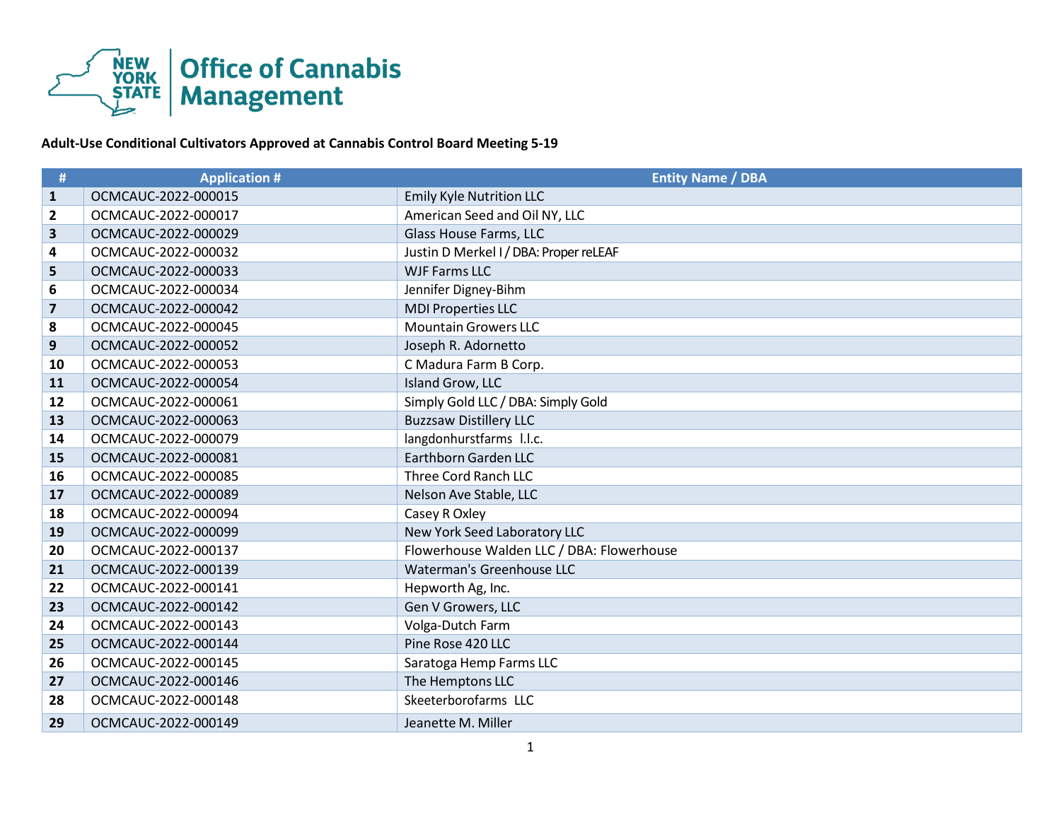**Adult-Use Conditional Cultivators Approved at Cannabis Control Board Meeting 5-19**

| # | Application # | Entity Name / DBA |
|---|---|---|
| 1 | OCMCAUC-2022-000015 | Emily Kyle Nutrition LLC |
| 2 | OCMCAUC-2022-000017 | American Seed and Oil NY, LLC |
| 3 | OCMCAUC-2022-000029 | Glass House Farms, LLC |
| 4 | OCMCAUC-2022-000032 | Justin D Merkel I / DBA: Proper reLEAF |
| 5 | OCMCAUC-2022-000033 | WJF Farms LLC |
| 6 | OCMCAUC-2022-000034 | Jennifer Digney-Bihm |
| 7 | OCMCAUC-2022-000042 | MDI Properties LLC |
| 8 | OCMCAUC-2022-000045 | Mountain Growers LLC |
| 9 | OCMCAUC-2022-000052 | Joseph R. Adornetto |
| 10 | OCMCAUC-2022-000053 | C Madura Farm B Corp. |
| 11 | OCMCAUC-2022-000054 | Island Grow, LLC |
| 12 | OCMCAUC-2022-000061 | Simply Gold LLC / DBA: Simply Gold |
| 13 | OCMCAUC-2022-000063 | Buzzsaw Distillery LLC |
| 14 | OCMCAUC-2022-000079 | langdonhurstfarms l.l.c. |
| 15 | OCMCAUC-2022-000081 | Earthborn Garden LLC |
| 16 | OCMCAUC-2022-000085 | Three Cord Ranch LLC |
| 17 | OCMCAUC-2022-000089 | Nelson Ave Stable, LLC |
| 18 | OCMCAUC-2022-000094 | Casey R Oxley |
| 19 | OCMCAUC-2022-000099 | New York Seed Laboratory LLC |
| 20 | OCMCAUC-2022-000137 | Flowerhouse Walden LLC / DBA: Flowerhouse |
| 21 | OCMCAUC-2022-000139 | Waterman's Greenhouse LLC |
| 22 | OCMCAUC-2022-000141 | Hepworth Ag, Inc. |
| 23 | OCMCAUC-2022-000142 | Gen V Growers, LLC |
| 24 | OCMCAUC-2022-000143 | Volga-Dutch Farm |
| 25 | OCMCAUC-2022-000144 | Pine Rose 420 LLC |
| 26 | OCMCAUC-2022-000145 | Saratoga Hemp Farms LLC |
| 27 | OCMCAUC-2022-000146 | The Hemptons LLC |
| 28 | OCMCAUC-2022-000148 | Skeeterborofarms LLC |
| 29 | OCMCAUC-2022-000149 | Jeanette M. Miller |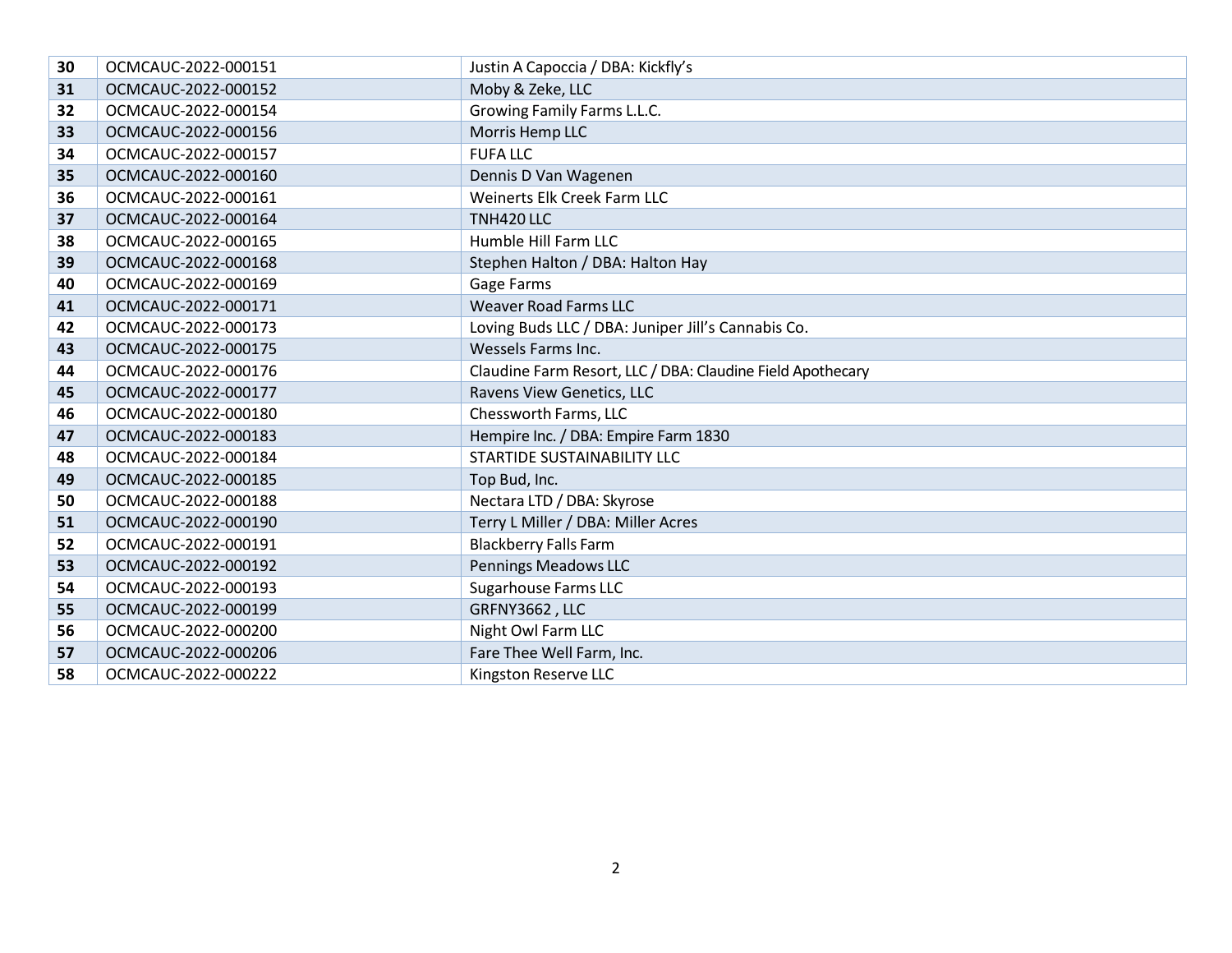| | | |
|---|---|---|
| **30** | OCMCAUC-2022-000151 | Justin A Capoccia / DBA: Kickfly's |
| **31** | OCMCAUC-2022-000152 | Moby & Zeke, LLC |
| **32** | OCMCAUC-2022-000154 | Growing Family Farms L.L.C. |
| **33** | OCMCAUC-2022-000156 | Morris Hemp LLC |
| **34** | OCMCAUC-2022-000157 | FUFA LLC |
| **35** | OCMCAUC-2022-000160 | Dennis D Van Wagenen |
| **36** | OCMCAUC-2022-000161 | Weinerts Elk Creek Farm LLC |
| **37** | OCMCAUC-2022-000164 | TNH420 LLC |
| **38** | OCMCAUC-2022-000165 | Humble Hill Farm LLC |
| **39** | OCMCAUC-2022-000168 | Stephen Halton / DBA: Halton Hay |
| **40** | OCMCAUC-2022-000169 | Gage Farms |
| **41** | OCMCAUC-2022-000171 | Weaver Road Farms LLC |
| **42** | OCMCAUC-2022-000173 | Loving Buds LLC / DBA: Juniper Jill's Cannabis Co. |
| **43** | OCMCAUC-2022-000175 | Wessels Farms Inc. |
| **44** | OCMCAUC-2022-000176 | Claudine Farm Resort, LLC / DBA: Claudine Field Apothecary |
| **45** | OCMCAUC-2022-000177 | Ravens View Genetics, LLC |
| **46** | OCMCAUC-2022-000180 | Chessworth Farms, LLC |
| **47** | OCMCAUC-2022-000183 | Hempire Inc. / DBA: Empire Farm 1830 |
| **48** | OCMCAUC-2022-000184 | STARTIDE SUSTAINABILITY LLC |
| **49** | OCMCAUC-2022-000185 | Top Bud, Inc. |
| **50** | OCMCAUC-2022-000188 | Nectara LTD / DBA: Skyrose |
| **51** | OCMCAUC-2022-000190 | Terry L Miller / DBA: Miller Acres |
| **52** | OCMCAUC-2022-000191 | Blackberry Falls Farm |
| **53** | OCMCAUC-2022-000192 | Pennings Meadows LLC |
| **54** | OCMCAUC-2022-000193 | Sugarhouse Farms LLC |
| **55** | OCMCAUC-2022-000199 | GRFNY3662 , LLC |
| **56** | OCMCAUC-2022-000200 | Night Owl Farm LLC |
| **57** | OCMCAUC-2022-000206 | Fare Thee Well Farm, Inc. |
| **58** | OCMCAUC-2022-000222 | Kingston Reserve LLC |